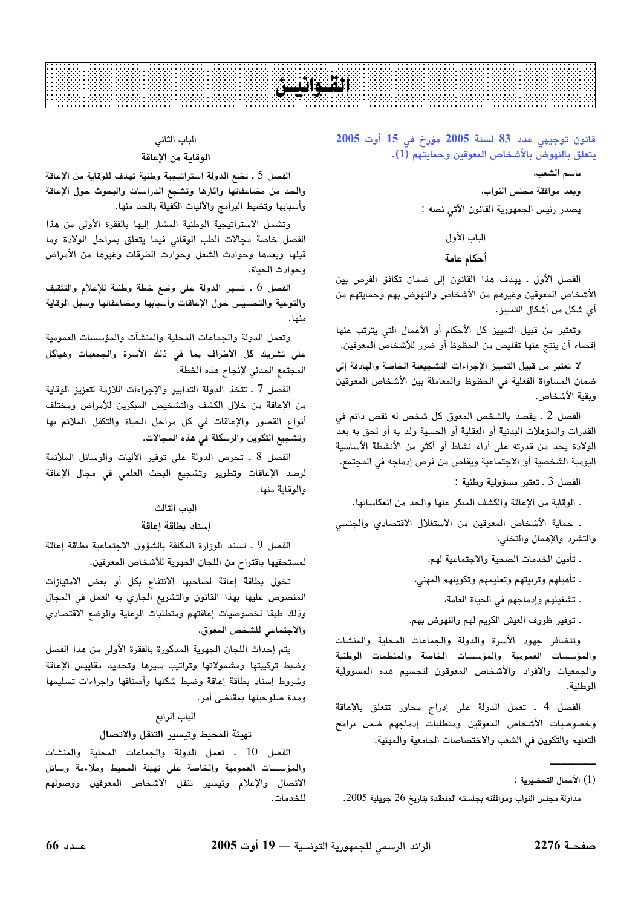# القوانين

## قانون توجيهي عدد 83 لسنة 2005 مؤرخ في 15 أوت 2005 يتعلق بالنهوض بالأشخاص المعوقين وحمايتهم (1).

باسم الشعب،

وبعد موافقة مجلس النواب،

يصدر رئيس الجمهورية القانون الآتي نصه :

### الباب الأول
### أحكام عامة

الفصل الأول ـ يهدف هذا القانون إلى ضمان تكافؤ الفرص بين الأشخاص المعوقين وغيرهم من الأشخاص والنهوض بهم وحمايتهم من أي شكل من أشكال التمييز.

وتعتبر من قبيل التمييز كل الأحكام أو الأعمال التي يترتب عنها إقصاء أن ينتج عنها تقليص من الحظوظ أو ضرر للأشخاص المعوقين.

لا تعتبر من قبيل التمييز الإجراءات التشجيعية الخاصة والهادفة إلى ضمان المساواة الفعلية في الحظوظ والمعاملة بين الأشخاص المعوقين وبقية الأشخاص.

الفصل 2 ـ يقصد بالشخص المعوق كل شخص له نقص دائم في القدرات والمؤهلات البدنية أو العقلية أو الحسية ولد به أو لحق به بعد الولادة يحد من قدرته على أداء نشاط أو أكثر من الأنشطة الأساسية اليومية الشخصية أو الاجتماعية ويقلص من فرص إدماجه في المجتمع.

الفصل 3 ـ تعتبر مسؤولية وطنية :

- الوقاية من الإعاقة والكشف المبكر عنها والحد من انعكاساتها،
- حماية الأشخاص المعوقين من الاستغلال الاقتصادي والجنسي والتشرد والإهمال والتخلي،
- تأمين الخدمات الصحية والاجتماعية لهم،
- تأهيلهم وتربيتهم وتعليمهم وتكوينهم المهني،
- تشغيلهم وإدماجهم في الحياة العامة،
- توفير ظروف العيش الكريم لهم والنهوض بهم.

وتتضافر جهود الأسرة والدولة والجماعات المحلية والمنشآت والمؤسسات العمومية والمؤسسات الخاصة والمنظمات الوطنية والجمعيات والأفراد والأشخاص المعوقون لتجسيم هذه المسؤولية الوطنية.

الفصل 4 ـ تعمل الدولة على إدراج محاور تتعلق بالإعاقة وخصوصيات الأشخاص المعوقين ومتطلبات إدماجهم ضمن برامج التعليم والتكوين في الشعب والاختصاصات الجامعية والمهنية.

(1) الأعمال التحضيرية :

مداولة مجلس النواب وموافقته بجلسته المنعقدة بتاريخ 26 جويلية 2005.

### الباب الثاني
### الوقاية من الإعاقة

الفصل 5 ـ تضع الدولة استراتيجية وطنية تهدف للوقاية من الإعاقة والحد من مضاعفاتها وآثارها وتشجع الدراسات والبحوث حول الإعاقة وأسبابها وتضبط البرامج والآليات الكفيلة بالحد منها.

وتشمل الاستراتيجية الوطنية المشار إليها بالفقرة الأولى من هذا الفصل خاصة مجالات الطب الوقائي فيما يتعلق بمراحل الولادة وما قبلها وبعدها وحوادث الشغل وحوادث الطرقات وغيرها من الأمراض وحوادث الحياة.

الفصل 6 ـ تسهر الدولة على وضع خطة وطنية للإعلام والتثقيف والتوعية والتحسيس حول الإعاقات وأسبابها ومضاعفاتها وسبل الوقاية منها.

وتعمل الدولة والجماعات المحلية والمنشآت والمؤسسات العمومية على تشريك كل الأطراف بما في ذلك الأسرة والجمعيات وهياكل المجتمع المدني لإنجاح هذه الخطة.

الفصل 7 ـ تتخذ الدولة التدابير والإجراءات اللازمة لتعزيز الوقاية من الإعاقة من خلال الكشف والتشخيص المبكرين للأمراض ومختلف أنواع القصور والإعاقات في كل مراحل الحياة والتكفل الملائم بها وتشجيع التكوين والرسكلة في هذه المجالات.

الفصل 8 ـ تحرص الدولة على توفير الآليات والوسائل الملائمة لرصد الإعاقات وتطوير وتشجيع البحث العلمي في مجال الإعاقة والوقاية منها.

### الباب الثالث
### إسناد بطاقة إعاقة

الفصل 9 ـ تسند الوزارة المكلفة بالشؤون الاجتماعية بطاقة إعاقة لمستحقيها باقتراح من اللجان الجهوية للأشخاص المعوقين.

تخول بطاقة إعاقة لصاحبها الانتفاع بكل أو بعض الامتيازات المنصوص عليها بهذا القانون والتشريع الجاري به العمل في المجال وذلك طبقا لخصوصيات إعاقتهم ومتطلبات الرعاية والوضع الاقتصادي والاجتماعي للشخص المعوق.

يتم إحداث اللجان الجهوية المذكورة بالفقرة الأولى من هذا الفصل وضبط تركيبتها ومشمولاتها وتراتيب سيرها وتحديد مقاييس الإعاقة وشروط إسناد بطاقة إعاقة وضبط شكلها وأصنافها وإجراءات تسليمها ومدة صلوحيتها بمقتضى أمر.

### الباب الرابع
### تهيئة المحيط وتيسير التنقل والاتصال

الفصل 10 ـ تعمل الدولة والجماعات المحلية والمنشآت والمؤسسات العمومية والخاصة على تهيئة المحيط وملاءمة وسائل الاتصال والإعلام وتيسير تنقل الأشخاص المعوقين ووصولهم للخدمات.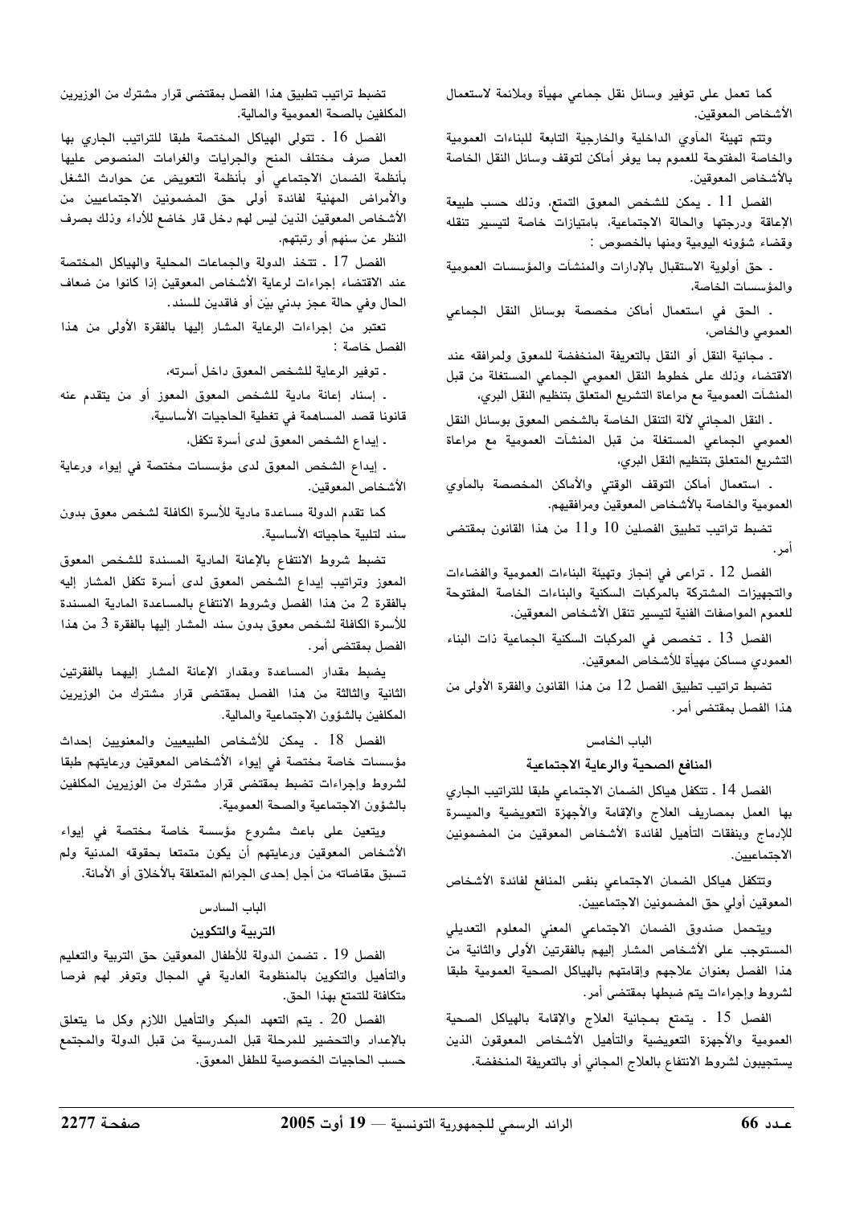كما تعمل على توفير وسائل نقل جماعي مهيأة وملائمة لاستعمال الأشخاص المعوقين.

وتتم تهيئة المأوي الداخلية والخارجية التابعة للبناءات العمومية والخاصة المفتوحة للعموم بما يوفر أماكن لتوقف وسائل النقل الخاصة بالأشخاص المعوقين.

الفصل 11 ـ يمكن للشخص المعوق التمتع، وذلك حسب طبيعة الإعاقة ودرجتها والحالة الاجتماعية، بامتيازات خاصة لتيسير تنقله وقضاء شؤونه اليومية ومنها بالخصوص :

ـ حق أولوية الاستقبال بالإدارات والمنشآت والمؤسسات العمومية والمؤسسات الخاصة،

ـ الحق في استعمال أماكن مخصصة بوسائل النقل الجماعي العمومي والخاص،

ـ مجانية النقل أو النقل بالتعريفة المنخفضة للمعوق ولمرافقه عند الاقتضاء وذلك على خطوط النقل العمومي الجماعي المستغلة من قبل المنشآت العمومية مع مراعاة التشريع المتعلق بتنظيم النقل البري،

ـ النقل المجاني لآلة التنقل الخاصة بالشخص المعوق بوسائل النقل العمومي الجماعي المستغلة من قبل المنشآت العمومية مع مراعاة التشريع المتعلق بتنظيم النقل البري،

ـ استعمال أماكن التوقف الوقتي والأماكن المخصصة بالمأوي العمومية والخاصة بالأشخاص المعوقين ومرافقيهم.

تضبط تراتيب تطبيق الفصلين 10 و11 من هذا القانون بمقتضى أمر.

الفصل 12 ـ تراعى في إنجاز وتهيئة البناءات العمومية والفضاءات والتجهيزات المشتركة بالمركبات السكنية والبناءات الخاصة المفتوحة للعموم المواصفات الفنية لتيسير تنقل الأشخاص المعوقين.

الفصل 13 ـ تخصص في المركبات السكنية الجماعية ذات البناء العمودي مساكن مهيأة للأشخاص المعوقين.

تضبط تراتيب تطبيق الفصل 12 من هذا القانون والفقرة الأولى من هذا الفصل بمقتضى أمر.

## الباب الخامس

## المنافع الصحية والرعاية الاجتماعية

الفصل 14 ـ تتكفل هياكل الضمان الاجتماعي طبقا للتراتيب الجاري بها العمل بمصاريف العلاج والإقامة والأجهزة التعويضية والميسرة للإدماج وبنفقات التأهيل لفائدة الأشخاص المعوقين من المضمونين الاجتماعيين.

وتتكفل هياكل الضمان الاجتماعي بنفس المنافع لفائدة الأشخاص المعوقين أولي حق المضمونين الاجتماعيين.

ويتحمل صندوق الضمان الاجتماعي المعني المعلوم التعديلي المستوجب على الأشخاص المشار إليهم بالفقرتين الأولى والثانية من هذا الفصل بعنوان علاجهم وإقامتهم بالهياكل الصحية العمومية طبقا لشروط وإجراءات يتم ضبطها بمقتضى أمر.

الفصل 15 ـ يتمتع بمجانية العلاج والإقامة بالهياكل الصحية العمومية والأجهزة التعويضية والتأهيل الأشخاص المعوقون الذين يستجيبون لشروط الانتفاع بالعلاج المجاني أو بالتعريفة المنخفضة.

تضبط تراتيب تطبيق هذا الفصل بمقتضى قرار مشترك من الوزيرين المكلفين بالصحة العمومية والمالية.

الفصل 16 ـ تتولى الهياكل المختصة طبقا للتراتيب الجاري بها العمل صرف مختلف المنح والجرايات والغرامات المنصوص عليها بأنظمة الضمان الاجتماعي أو بأنظمة التعويض عن حوادث الشغل والأمراض المهنية لفائدة أولى حق المضمونين الاجتماعيين من الأشخاص المعوقين الذين ليس لهم دخل قار خاضع للأداء وذلك بصرف النظر عن سنهم أو رتبتهم.

الفصل 17 ـ تتخذ الدولة والجماعات المحلية والهياكل المختصة عند الاقتضاء إجراءات لرعاية الأشخاص المعوقين إذا كانوا من ضعاف الحال وفي حالة عجز بدني بيّن أو فاقدين للسند.

تعتبر من إجراءات الرعاية المشار إليها بالفقرة الأولى من هذا الفصل خاصة :

ـ توفير الرعاية للشخص المعوق داخل أسرته،

ـ إسناد إعانة مادية للشخص المعوق المعوز أو من يتقدم عنه قانونا قصد المساهمة في تغطية الحاجيات الأساسية،

ـ إيداع الشخص المعوق لدى أسرة تكفل،

ـ إيداع الشخص المعوق لدى مؤسسات مختصة في إيواء ورعاية الأشخاص المعوقين.

كما تقدم الدولة مساعدة مادية للأسرة الكافلة لشخص معوق بدون سند لتلبية حاجياته الأساسية.

تضبط شروط الانتفاع بالإعانة المادية المسندة للشخص المعوق المعوز وتراتيب إيداع الشخص المعوق لدى أسرة تكفل المشار إليه بالفقرة 2 من هذا الفصل وشروط الانتفاع بالمساعدة المادية المسندة للأسرة الكافلة لشخص معوق بدون سند المشار إليها بالفقرة 3 من هذا الفصل بمقتضى أمر.

يضبط مقدار المساعدة ومقدار الإعانة المشار إليهما بالفقرتين الثانية والثالثة من هذا الفصل بمقتضى قرار مشترك من الوزيرين المكلفين بالشؤون الاجتماعية والمالية.

الفصل 18 ـ يمكن للأشخاص الطبيعيين والمعنويين إحداث مؤسسات خاصة مختصة في إيواء الأشخاص المعوقين ورعايتهم طبقا لشروط وإجراءات تضبط بمقتضى قرار مشترك من الوزيرين المكلفين بالشؤون الاجتماعية والصحة العمومية.

ويتعين على باعث مشروع مؤسسة خاصة مختصة في إيواء الأشخاص المعوقين ورعايتهم أن يكون متمتعا بحقوقه المدنية ولم تسبق مقاضاته من أجل إحدى الجرائم المتعلقة بالأخلاق أو الأمانة.

## الباب السادس

## التربية والتكوين

الفصل 19 ـ تضمن الدولة للأطفال المعوقين حق التربية والتعليم والتأهيل والتكوين بالمنظومة العادية في المجال وتوفر لهم فرصا متكافئة للتمتع بهذا الحق.

الفصل 20 ـ يتم التعهد المبكر والتأهيل اللازم وكل ما يتعلق بالإعداد والتحضير للمرحلة قبل المدرسية من قبل الدولة والمجتمع حسب الحاجيات الخصوصية للطفل المعوق.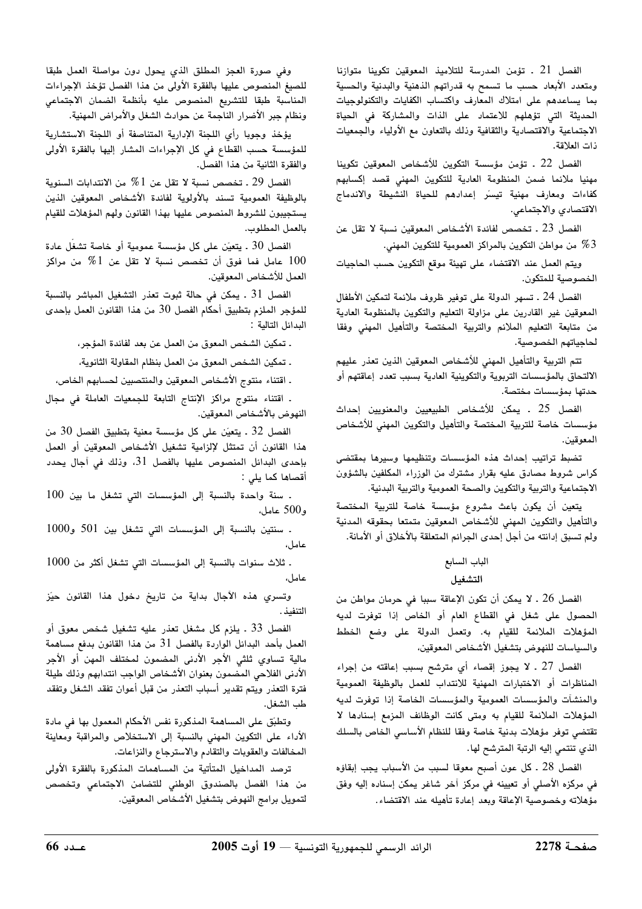الفصل 21 ـ تؤمن المدرسة للتلاميذ المعوقين تكوينا متوازنا ومتعدد الأبعاد حسب ما تسمح به قدراتهم الذهنية والبدنية والحسية بما يساعدهم على امتلاك المعارف واكتساب الكفايات والتكنولوجيات الحديثة التي تؤهلهم للاعتماد على الذات والمشاركة في الحياة الاجتماعية والاقتصادية والثقافية وذلك بالتعاون مع الأولياء والجمعيات ذات العلاقة.

الفصل 22 ـ تؤمن مؤسسة التكوين للأشخاص المعوقين تكوينا مهنيا ملائما ضمن المنظومة العادية للتكوين المهني قصد إكسابهم كفاءات ومعارف مهنية تيسّر إعدادهم للحياة النشيطة والاندماج الاقتصادي والاجتماعي.

الفصل 23 ـ تخصص لفائدة الأشخاص المعوقين نسبة لا تقل عن 3% من مواطن التكوين بالمراكز العمومية للتكوين المهني.

ويتم العمل عند الاقتضاء على تهيئة موقع التكوين حسب الحاجيات الخصوصية للمتكون.

الفصل 24 ـ تسهر الدولة على توفير ظروف ملائمة لتمكين الأطفال المعوقين غير القادرين على مزاولة التعليم والتكوين بالمنظومة العادية من متابعة التعليم الملائم والتربية المختصة والتأهيل المهني وفقا لحاجياتهم الخصوصية.

تتم التربية والتأهيل المهني للأشخاص المعوقين الذين تعذر عليهم الالتحاق بالمؤسسات التربوية والتكوينية العادية بسبب تعدد إعاقتهم أو حدتها بمؤسسات مختصة.

الفصل 25 ـ يمكن للأشخاص الطبيعيين والمعنويين إحداث مؤسسات خاصة للتربية المختصة والتأهيل والتكوين المهني للأشخاص المعوقين.

تضبط تراتيب إحداث هذه المؤسسات وتنظيمها وسيرها بمقتضى كراس شروط مصادق عليه بقرار مشترك من الوزراء المكلفين بالشؤون الاجتماعية والتربية والتكوين والصحة العمومية والتربية البدنية.

يتعين أن يكون باعث مشروع مؤسسة خاصة للتربية المختصة والتأهيل والتكوين المهني للأشخاص المعوقين متمتعا بحقوقه المدنية ولم تسبق إدانته من أجل إحدى الجرائم المتعلقة بالأخلاق أو الأمانة.

## الباب السابع

### التشغيل

الفصل 26 ـ لا يمكن أن تكون الإعاقة سببا في حرمان مواطن من الحصول على شغل في القطاع العام أو الخاص إذا توفرت لديه المؤهلات الملائمة للقيام به. وتعمل الدولة على وضع الخطط والسياسات للنهوض بتشغيل الأشخاص المعوقين.

الفصل 27 ـ لا يجوز إقصاء أي مترشح بسبب إعاقته من إجراء المناظرات أو الاختبارات المهنية للانتداب للعمل بالوظيفة العمومية والمنشآت والمؤسسات العمومية والمؤسسات الخاصة إذا توفرت لديه المؤهلات الملائمة للقيام به ومتى كانت الوظائف المزمع إسنادها لا تقتضي توفر مؤهلات بدنية خاصة وفقا للنظام الأساسي الخاص بالسلك الذي تنتمي إليه الرتبة المترشح لها.

الفصل 28 ـ كل عون أصبح معوقا لسبب من الأسباب يجب إبقاؤه في مركزه الأصلي أو تعيينه في مركز آخر شاغر يمكن إسناده إليه وفق مؤهلاته وخصوصية الإعاقة وبعد إعادة تأهيله عند الاقتضاء.

وفي صورة العجز المطلق الذي يحول دون مواصلة العمل طبقا للصيغ المنصوص عليها بالفقرة الأولى من هذا الفصل تؤخذ الإجراءات المناسبة طبقا للتشريع المنصوص عليه بأنظمة الضمان الاجتماعي ونظام جبر الأضرار الناجمة عن حوادث الشغل والأمراض المهنية.

يؤخذ وجوبا رأي اللجنة الإدارية المتناصفة أو اللجنة الاستشارية للمؤسسة حسب القطاع في كل الإجراءات المشار إليها بالفقرة الأولى والفقرة الثانية من هذا الفصل.

الفصل 29 ـ تخصص نسبة لا تقل عن 1% من الانتدابات السنوية بالوظيفة العمومية تسند بالأولوية لفائدة الأشخاص المعوقين الذين يستجيبون للشروط المنصوص عليها بهذا القانون ولهم المؤهلات للقيام بالعمل المطلوب.

الفصل 30 ـ يتعيّن على كل مؤسسة عمومية أو خاصة تشغّل عادة 100 عامل فما فوق أن تخصص نسبة لا تقل عن 1% من مراكز العمل للأشخاص المعوقين.

الفصل 31 ـ يمكن في حالة ثبوت تعذر التشغيل المباشر بالنسبة للمؤجر الملزم بتطبيق أحكام الفصل 30 من هذا القانون العمل بإحدى البدائل التالية :

- تمكين الشخص المعوق من العمل عن بعد لفائدة المؤجر،
- تمكين الشخص المعوق من العمل بنظام المقاولة الثانوية،
- اقتناء منتوج الأشخاص المعوقين والمنتصبين لحسابهم الخاص،
- اقتناء منتوج مراكز الإنتاج التابعة للجمعيات العاملة في مجال النهوض بالأشخاص المعوقين.

الفصل 32 ـ يتعيّن على كل مؤسسة معنية بتطبيق الفصل 30 من هذا القانون أن تمتثل لإلزامية تشغيل الأشخاص المعوقين أو العمل بإحدى البدائل المنصوص عليها بالفصل 31، وذلك في آجال يحدد أقصاها كما يلي :

- سنة واحدة بالنسبة إلى المؤسسات التي تشغل ما بين 100 و500 عامل،
- سنتين بالنسبة إلى المؤسسات التي تشغل بين 501 و1000 عامل،
- ثلاث سنوات بالنسبة إلى المؤسسات التي تشغل أكثر من 1000 عامل،

وتسري هذه الآجال بداية من تاريخ دخول هذا القانون حيّز التنفيذ.

الفصل 33 ـ يلزم كل مشغل تعذر عليه تشغيل شخص معوق أو العمل بأحد البدائل الواردة بالفصل 31 من هذا القانون بدفع مساهمة مالية تساوي ثلثي الأجر الأدنى المضمون لمختلف المهن أو الأجر الأدنى الفلاحي المضمون بعنوان الأشخاص الواجب انتدابهم وذلك طيلة فترة التعذر ويتم تقدير أسباب التعذر من قبل أعوان تفقد الشغل وتفقد طب الشغل.

وتطبّق على المساهمة المذكورة نفس الأحكام المعمول بها في مادة الأداء على التكوين المهني بالنسبة إلى الاستخلاص والمراقبة ومعاينة المخالفات والعقوبات والتقادم والاسترجاع والنزاعات.

ترصد المداخيل المتأتية من المساهمات المذكورة بالفقرة الأولى من هذا الفصل بالصندوق الوطني للتضامن الاجتماعي وتخصص لتمويل برامج النهوض بتشغيل الأشخاص المعوقين.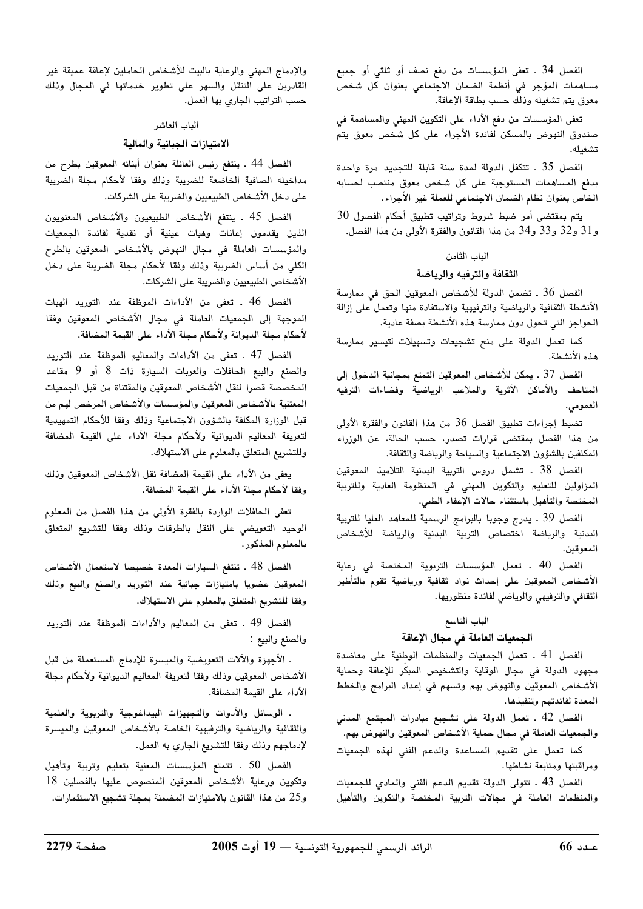الفصل 34 ـ تعفى المؤسسات من دفع نصف أو ثلثي أو جميع مساهمات المؤجر في أنظمة الضمان الاجتماعي بعنوان كل شخص معوق يتم تشغيله وذلك حسب بطاقة الإعاقة.

تعفى المؤسسات من دفع الأداء على التكوين المهني والمساهمة في صندوق النهوض بالمسكن لفائدة الأجراء على كل شخص معوق يتم تشغيله.

الفصل 35 ـ تتكفل الدولة لمدة سنة قابلة للتجديد مرة واحدة بدفع المساهمات المستوجبة على كل شخص معوق منتصب لحسابه الخاص بعنوان نظام الضمان الاجتماعي للعملة غير الأجراء.

يتم بمقتضى أمر ضبط شروط وتراتيب تطبيق أحكام الفصول 30 و31 و32 و33 و34 من هذا القانون والفقرة الأولى من هذا الفصل.

## الباب الثامن
## الثقافة والترفيه والرياضة

الفصل 36 ـ تضمن الدولة للأشخاص المعوقين الحق في ممارسة الأنشطة الثقافية والرياضية والترفيهية والاستفادة منها وتعمل على إزالة الحواجز التي تحول دون ممارسة هذه الأنشطة بصفة عادية.

كما تعمل الدولة على منح تشجيعات وتسهيلات لتيسير ممارسة هذه الأنشطة.

الفصل 37 ـ يمكن للأشخاص المعوقين التمتع بمجانية الدخول إلى المتاحف والأماكن الأثرية والملاعب الرياضية وفضاءات الترفيه العمومي.

تضبط إجراءات تطبيق الفصل 36 من هذا القانون والفقرة الأولى من هذا الفصل بمقتضى قرارات تصدر، حسب الحالة، عن الوزراء المكلفين بالشؤون الاجتماعية والسياحة والرياضة والثقافة.

الفصل 38 ـ تشمل دروس التربية البدنية التلاميذ المعوقين المزاولين للتعليم والتكوين المهني في المنظومة العادية وللتربية المختصة والتأهيل باستثناء حالات الإعفاء الطبي.

الفصل 39 ـ يدرج وجوبا بالبرامج الرسمية للمعاهد العليا للتربية البدنية والرياضة اختصاص التربية البدنية والرياضة للأشخاص المعوقين.

الفصل 40 ـ تعمل المؤسسات التربوية المختصة في رعاية الأشخاص المعوقين على إحداث نواد ثقافية ورياضية تقوم بالتأطير الثقافي والترفيهي والرياضي لفائدة منظوريها.

## الباب التاسع
## الجمعيات العاملة في مجال الإعاقة

الفصل 41 ـ تعمل الجمعيات والمنظمات الوطنية على معاضدة مجهود الدولة في مجال الوقاية والتشخيص المبكر للإعاقة وحماية الأشخاص المعوقين والنهوض بهم وتسهم في إعداد البرامج والخطط المعدة لفائدتهم وتنفيذها.

الفصل 42 ـ تعمل الدولة على تشجيع مبادرات المجتمع المدني والجمعيات العاملة في مجال حماية الأشخاص المعوقين والنهوض بهم.

كما تعمل على تقديم المساعدة والدعم الفني لهذه الجمعيات ومراقبتها ومتابعة نشاطها.

الفصل 43 ـ تتولى الدولة تقديم الدعم الفني والمادي للجمعيات والمنظمات العاملة في مجالات التربية المختصة والتكوين والتأهيل والإدماج المهني والرعاية بالبيت للأشخاص الحاملين لإعاقة عميقة غير القادرين على التنقل والسهر على تطوير خدماتها في المجال وذلك حسب التراتيب الجاري بها العمل.

## الباب العاشر
## الامتيازات الجبائية والمالية

الفصل 44 ـ ينتفع رئيس العائلة بعنوان أبنائه المعوقين بطرح من مداخيله الصافية الخاضعة للضريبة وذلك وفقا لأحكام مجلة الضريبة على دخل الأشخاص الطبيعيين والضريبة على الشركات.

الفصل 45 ـ ينتفع الأشخاص الطبيعيون والأشخاص المعنويون الذين يقدمون إعانات وهبات عينية أو نقدية لفائدة الجمعيات والمؤسسات العاملة في مجال النهوض بالأشخاص المعوقين بالطرح الكلي من أساس الضريبة وذلك وفقا لأحكام مجلة الضريبة على دخل الأشخاص الطبيعيين والضريبة على الشركات.

الفصل 46 ـ تعفى من الأداءات الموظفة عند التوريد الهبات الموجهة إلى الجمعيات العاملة في مجال الأشخاص المعوقين وفقا لأحكام مجلة الديوانة ولأحكام مجلة الأداء على القيمة المضافة.

الفصل 47 ـ تعفى من الأداءات والمعاليم الموظفة عند التوريد والصنع والبيع الحافلات والعربات السيارة ذات 8 أو 9 مقاعد المخصصة قصرا لنقل الأشخاص المعوقين والمقتناة من قبل الجمعيات المعتنية بالأشخاص المعوقين والمؤسسات والأشخاص المرخص لهم من قبل الوزارة المكلفة بالشؤون الاجتماعية وذلك وفقا للأحكام التمهيدية لتعريفة المعاليم الديوانية ولأحكام مجلة الأداء على القيمة المضافة وللتشريع المتعلق بالمعلوم على الاستهلاك.

يعفى من الأداء على القيمة المضافة نقل الأشخاص المعوقين وذلك وفقا لأحكام مجلة الأداء على القيمة المضافة.

تعفى الحافلات الواردة بالفقرة الأولى من هذا الفصل من المعلوم الوحيد التعويضي على النقل بالطرقات وذلك وفقا للتشريع المتعلق بالمعلوم المذكور.

الفصل 48 ـ تنتفع السيارات المعدة خصيصا لاستعمال الأشخاص المعوقين عضويا بامتيازات جبائية عند التوريد والصنع والبيع وذلك وفقا للتشريع المتعلق بالمعلوم على الاستهلاك.

الفصل 49 ـ تعفى من المعاليم والأداءات الموظفة عند التوريد والصنع والبيع :

ـ الأجهزة والآلات التعويضية والميسرة للإدماج المستعملة من قبل الأشخاص المعوقين وذلك وفقا لتعريفة المعاليم الديوانية ولأحكام مجلة الأداء على القيمة المضافة.

ـ الوسائل والأدوات والتجهيزات البيداغوجية والتربوية والعلمية والثقافية والرياضية والترفيهية الخاصة بالأشخاص المعوقين والميسرة لإدماجهم وذلك وفقا للتشريع الجاري به العمل.

الفصل 50 ـ تتمتع المؤسسات المعنية بتعليم وتربية وتأهيل وتكوين ورعاية الأشخاص المعوقين المنصوص عليها بالفصلين 18 و25 من هذا القانون بالامتيازات المضمنة بمجلة تشجيع الاستثمارات.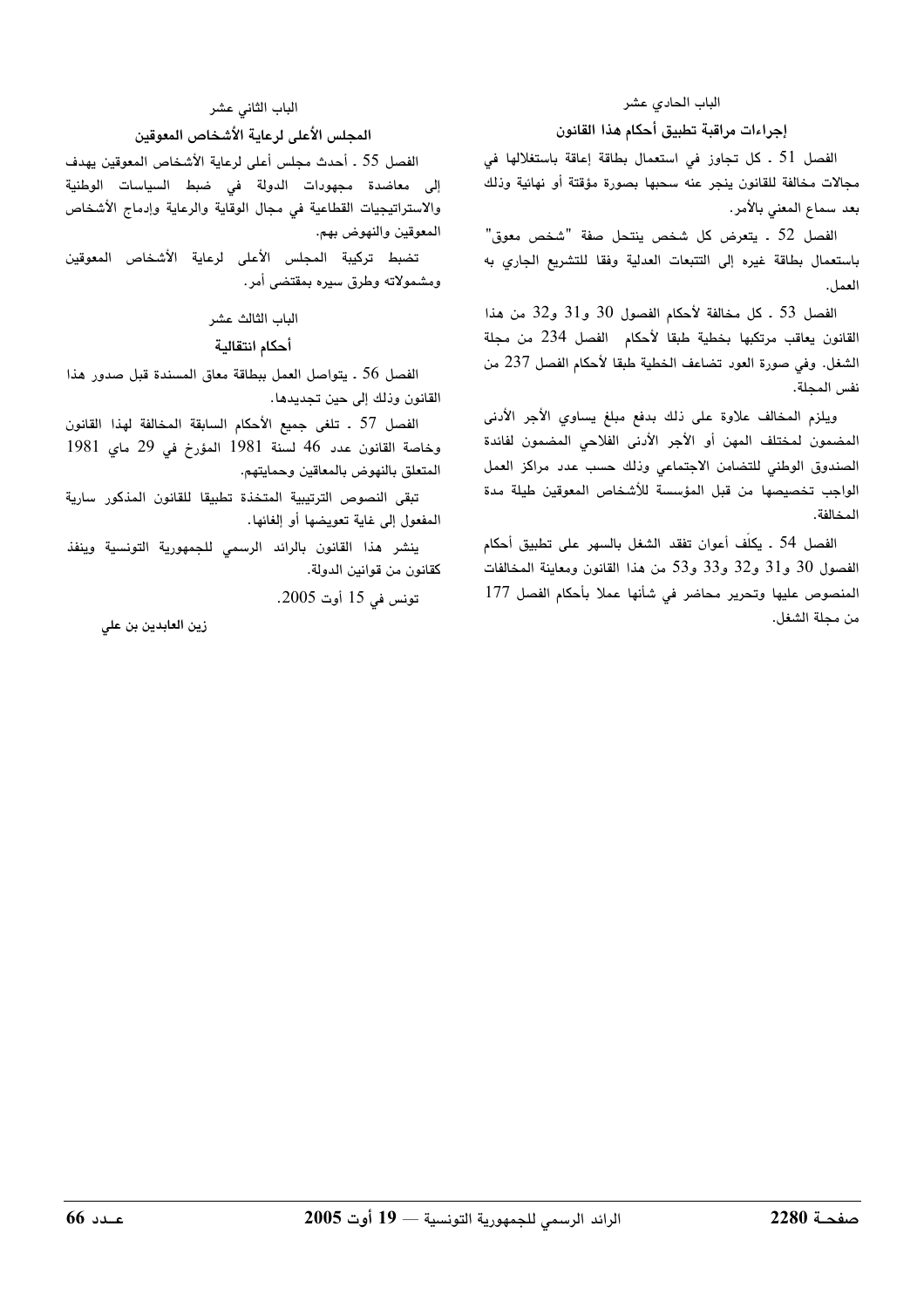الباب الحادي عشر

### إجراءات مراقبة تطبيق أحكام هذا القانون

الفصل 51 ـ كل تجاوز في استعمال بطاقة إعاقة باستغلالها في مجالات مخالفة للقانون ينجر عنه سحبها بصورة مؤقتة أو نهائية وذلك بعد سماع المعني بالأمر.

الفصل 52 ـ يتعرض كل شخص ينتحل صفة "شخص معوق" باستعمال بطاقة غيره إلى التتبعات العدلية وفقا للتشريع الجاري به العمل.

الفصل 53 ـ كل مخالفة لأحكام الفصول 30 و31 و32 من هذا القانون يعاقب مرتكبها بخطية طبقا لأحكام الفصل 234 من مجلة الشغل. وفي صورة العود تضاعف الخطية طبقا لأحكام الفصل 237 من نفس المجلة.

ويلزم المخالف علاوة على ذلك بدفع مبلغ يساوي الأجر الأدنى المضمون لمختلف المهن أو الأجر الأدنى الفلاحي المضمون لفائدة الصندوق الوطني للتضامن الاجتماعي وذلك حسب عدد مراكز العمل الواجب تخصيصها من قبل المؤسسة للأشخاص المعوقين طيلة مدة المخالفة.

الفصل 54 ـ يكلَف أعوان تفقد الشغل بالسهر على تطبيق أحكام الفصول 30 و31 و32 و33 و53 من هذا القانون ومعاينة المخالفات المنصوص عليها وتحرير محاضر في شأنها عملا بأحكام الفصل 177 من مجلة الشغل.

الباب الثاني عشر

### المجلس الأعلى لرعاية الأشخاص المعوقين

الفصل 55 ـ أحدث مجلس أعلى لرعاية الأشخاص المعوقين يهدف إلى معاضدة مجهودات الدولة في ضبط السياسات الوطنية والاستراتيجيات القطاعية في مجال الوقاية والرعاية وإدماج الأشخاص المعوقين والنهوض بهم.

تضبط تركيبة المجلس الأعلى لرعاية الأشخاص المعوقين ومشمولاته وطرق سيره بمقتضى أمر.

الباب الثالث عشر

### أحكام انتقالية

الفصل 56 ـ يتواصل العمل ببطاقة معاق المسندة قبل صدور هذا القانون وذلك إلى حين تجديدها.

الفصل 57 ـ تلغى جميع الأحكام السابقة المخالفة لهذا القانون وخاصة القانون عدد 46 لسنة 1981 المؤرخ في 29 ماي 1981 المتعلق بالنهوض بالمعاقين وحمايتهم.

تبقى النصوص الترتيبية المتخذة تطبيقا للقانون المذكور سارية المفعول إلى غاية تعويضها أو إلغائها.

ينشر هذا القانون بالرائد الرسمي للجمهورية التونسية وينفذ كقانون من قوانين الدولة.

تونس في 15 أوت 2005.

**زين العابدين بن علي**